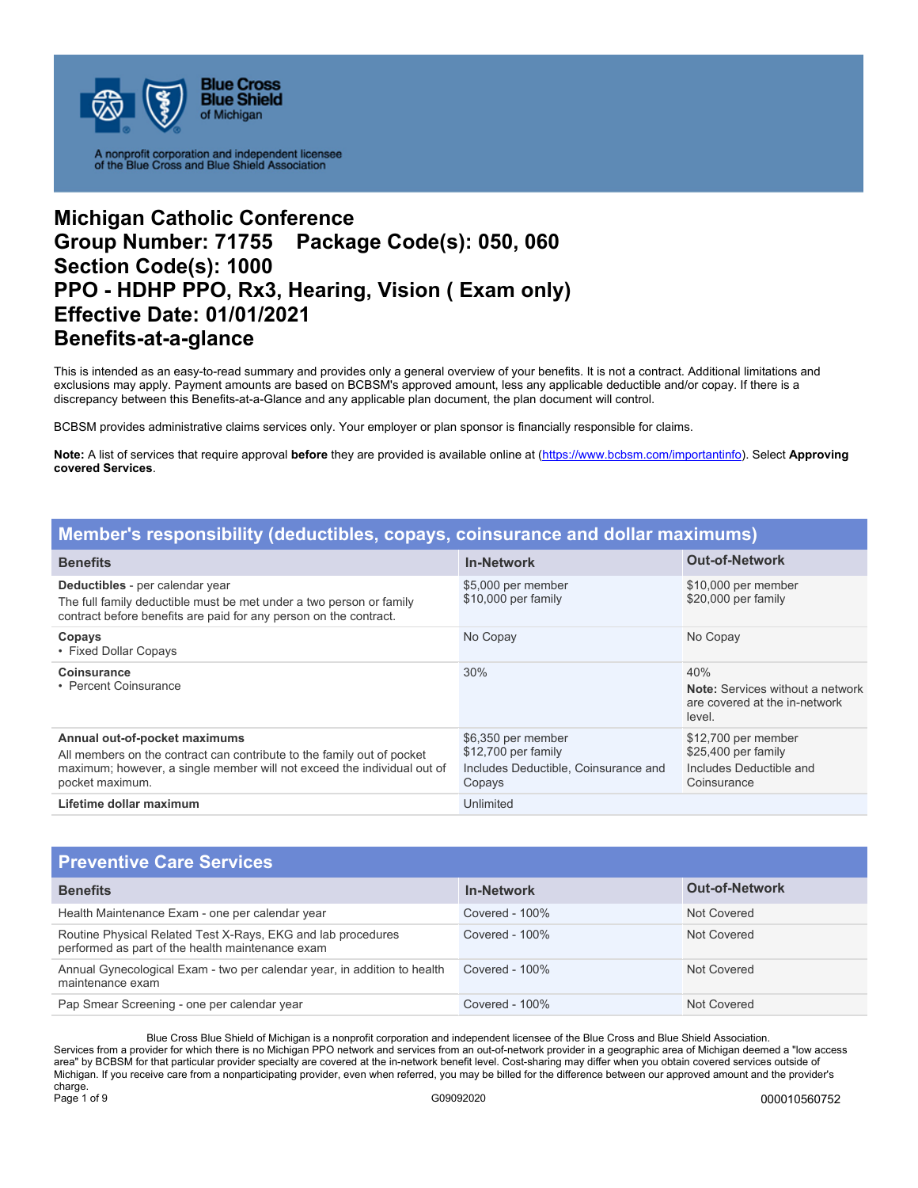# Michigan Catholic Conference
# Group Number: 71755 Package Code(s): 050, 060
# Section Code(s): 1000
# PPO - HDHP PPO, Rx3, Hearing, Vision ( Exam only)
# Effective Date: 01/01/2021
# Benefits-at-a-glance

This is intended as an easy-to-read summary and provides only a general overview of your benefits. It is not a contract. Additional limitations and exclusions may apply. Payment amounts are based on BCBSM's approved amount, less any applicable deductible and/or copay. If there is a discrepancy between this Benefits-at-a-Glance and any applicable plan document, the plan document will control.

BCBSM provides administrative claims services only. Your employer or plan sponsor is financially responsible for claims.

**Note:** A list of services that require approval **before** they are provided is available online at (https://www.bcbsm.com/importantinfo). Select **Approving covered Services**.

## Member's responsibility (deductibles, copays, coinsurance and dollar maximums)

| Benefits | In-Network | Out-of-Network |
|---|---|---|
| **Deductibles** - per calendar year<br>The full family deductible must be met under a two person or family contract before benefits are paid for any person on the contract. | \$5,000 per member<br>\$10,000 per family | \$10,000 per member<br>\$20,000 per family |
| **Copays**<br>• Fixed Dollar Copays | No Copay | No Copay |
| **Coinsurance**<br>• Percent Coinsurance | 30% | 40%<br>**Note:** Services without a network are covered at the in-network level. |
| **Annual out-of-pocket maximums**<br>All members on the contract can contribute to the family out of pocket maximum; however, a single member will not exceed the individual out of pocket maximum. | \$6,350 per member<br>\$12,700 per family<br>Includes Deductible, Coinsurance and Copays | \$12,700 per member<br>\$25,400 per family<br>Includes Deductible and Coinsurance |
| **Lifetime dollar maximum** | Unlimited | |

## Preventive Care Services

| Benefits | In-Network | Out-of-Network |
|---|---|---|
| Health Maintenance Exam - one per calendar year | Covered - 100% | Not Covered |
| Routine Physical Related Test X-Rays, EKG and lab procedures performed as part of the health maintenance exam | Covered - 100% | Not Covered |
| Annual Gynecological Exam - two per calendar year, in addition to health maintenance exam | Covered - 100% | Not Covered |
| Pap Smear Screening - one per calendar year | Covered - 100% | Not Covered |

Blue Cross Blue Shield of Michigan is a nonprofit corporation and independent licensee of the Blue Cross and Blue Shield Association.
Services from a provider for which there is no Michigan PPO network and services from an out-of-network provider in a geographic area of Michigan deemed a "low access area" by BCBSM for that particular provider specialty are covered at the in-network benefit level. Cost-sharing may differ when you obtain covered services outside of Michigan. If you receive care from a nonparticipating provider, even when referred, you may be billed for the difference between our approved amount and the provider's charge.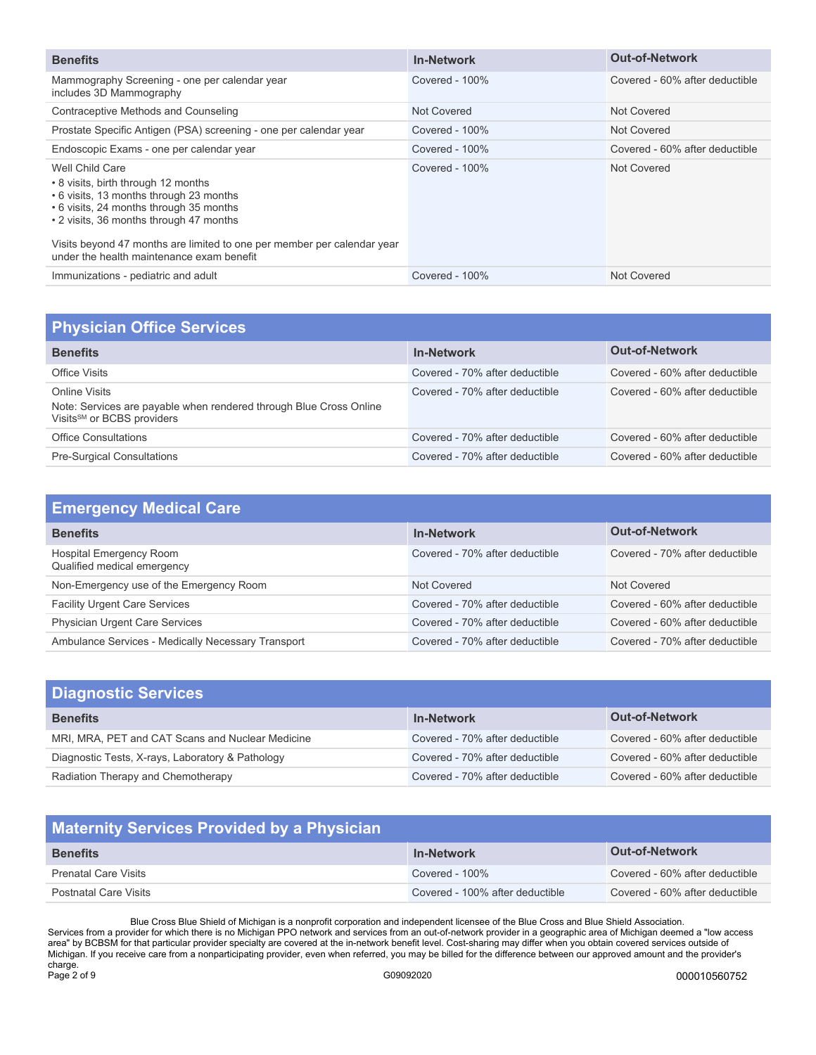| Benefits | In-Network | Out-of-Network |
|---|---|---|
| Mammography Screening - one per calendar year includes 3D Mammography | Covered - 100% | Covered - 60% after deductible |
| Contraceptive Methods and Counseling | Not Covered | Not Covered |
| Prostate Specific Antigen (PSA) screening - one per calendar year | Covered - 100% | Not Covered |
| Endoscopic Exams - one per calendar year | Covered - 100% | Covered - 60% after deductible |
| Well Child Care<br>• 8 visits, birth through 12 months<br>• 6 visits, 13 months through 23 months<br>• 6 visits, 24 months through 35 months<br>• 2 visits, 36 months through 47 months<br><br>Visits beyond 47 months are limited to one per member per calendar year under the health maintenance exam benefit | Covered - 100% | Not Covered |
| Immunizations - pediatric and adult | Covered - 100% | Not Covered |

## Physician Office Services

| Benefits | In-Network | Out-of-Network |
|---|---|---|
| Office Visits | Covered - 70% after deductible | Covered - 60% after deductible |
| Online Visits<br>Note: Services are payable when rendered through Blue Cross Online Visits[SM] or BCBS providers | Covered - 70% after deductible | Covered - 60% after deductible |
| Office Consultations | Covered - 70% after deductible | Covered - 60% after deductible |
| Pre-Surgical Consultations | Covered - 70% after deductible | Covered - 60% after deductible |

## Emergency Medical Care

| Benefits | In-Network | Out-of-Network |
|---|---|---|
| Hospital Emergency Room<br>Qualified medical emergency | Covered - 70% after deductible | Covered - 70% after deductible |
| Non-Emergency use of the Emergency Room | Not Covered | Not Covered |
| Facility Urgent Care Services | Covered - 70% after deductible | Covered - 60% after deductible |
| Physician Urgent Care Services | Covered - 70% after deductible | Covered - 60% after deductible |
| Ambulance Services - Medically Necessary Transport | Covered - 70% after deductible | Covered - 70% after deductible |

## Diagnostic Services

| Benefits | In-Network | Out-of-Network |
|---|---|---|
| MRI, MRA, PET and CAT Scans and Nuclear Medicine | Covered - 70% after deductible | Covered - 60% after deductible |
| Diagnostic Tests, X-rays, Laboratory & Pathology | Covered - 70% after deductible | Covered - 60% after deductible |
| Radiation Therapy and Chemotherapy | Covered - 70% after deductible | Covered - 60% after deductible |

## Maternity Services Provided by a Physician

| Benefits | In-Network | Out-of-Network |
|---|---|---|
| Prenatal Care Visits | Covered - 100% | Covered - 60% after deductible |
| Postnatal Care Visits | Covered - 100% after deductible | Covered - 60% after deductible |

Blue Cross Blue Shield of Michigan is a nonprofit corporation and independent licensee of the Blue Cross and Blue Shield Association.
Services from a provider for which there is no Michigan PPO network and services from an out-of-network provider in a geographic area of Michigan deemed a "low access area" by BCBSM for that particular provider specialty are covered at the in-network benefit level. Cost-sharing may differ when you obtain covered services outside of Michigan. If you receive care from a nonparticipating provider, even when referred, you may be billed for the difference between our approved amount and the provider's charge.

G09092020

000010560752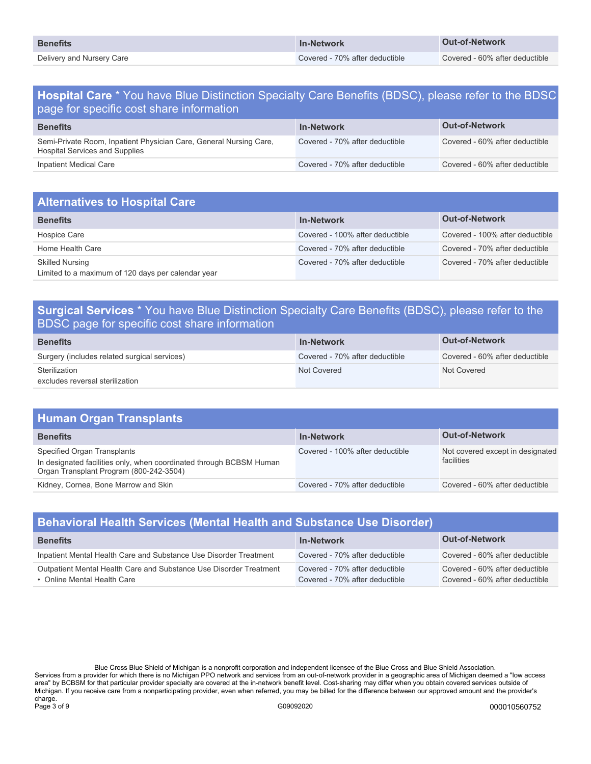| Benefits | In-Network | Out-of-Network |
| --- | --- | --- |
| Delivery and Nursery Care | Covered - 70% after deductible | Covered - 60% after deductible |

## Hospital Care * You have Blue Distinction Specialty Care Benefits (BDSC), please refer to the BDSC page for specific cost share information

| Benefits | In-Network | Out-of-Network |
| --- | --- | --- |
| Semi-Private Room, Inpatient Physician Care, General Nursing Care, Hospital Services and Supplies | Covered - 70% after deductible | Covered - 60% after deductible |
| Inpatient Medical Care | Covered - 70% after deductible | Covered - 60% after deductible |

## Alternatives to Hospital Care

| Benefits | In-Network | Out-of-Network |
| --- | --- | --- |
| Hospice Care | Covered - 100% after deductible | Covered - 100% after deductible |
| Home Health Care | Covered - 70% after deductible | Covered - 70% after deductible |
| Skilled Nursing<br>Limited to a maximum of 120 days per calendar year | Covered - 70% after deductible | Covered - 70% after deductible |

## Surgical Services * You have Blue Distinction Specialty Care Benefits (BDSC), please refer to the BDSC page for specific cost share information

| Benefits | In-Network | Out-of-Network |
| --- | --- | --- |
| Surgery (includes related surgical services) | Covered - 70% after deductible | Covered - 60% after deductible |
| Sterilization<br>excludes reversal sterilization | Not Covered | Not Covered |

## Human Organ Transplants

| Benefits | In-Network | Out-of-Network |
| --- | --- | --- |
| Specified Organ Transplants<br>In designated facilities only, when coordinated through BCBSM Human Organ Transplant Program (800-242-3504) | Covered - 100% after deductible | Not covered except in designated facilities |
| Kidney, Cornea, Bone Marrow and Skin | Covered - 70% after deductible | Covered - 60% after deductible |

## Behavioral Health Services (Mental Health and Substance Use Disorder)

| Benefits | In-Network | Out-of-Network |
| --- | --- | --- |
| Inpatient Mental Health Care and Substance Use Disorder Treatment | Covered - 70% after deductible | Covered - 60% after deductible |
| Outpatient Mental Health Care and Substance Use Disorder Treatment<br>• Online Mental Health Care | Covered - 70% after deductible<br>Covered - 70% after deductible | Covered - 60% after deductible<br>Covered - 60% after deductible |

Blue Cross Blue Shield of Michigan is a nonprofit corporation and independent licensee of the Blue Cross and Blue Shield Association.
Services from a provider for which there is no Michigan PPO network and services from an out-of-network provider in a geographic area of Michigan deemed a "low access area" by BCBSM for that particular provider specialty are covered at the in-network benefit level. Cost-sharing may differ when you obtain covered services outside of Michigan. If you receive care from a nonparticipating provider, even when referred, you may be billed for the difference between our approved amount and the provider's charge.

G09092020 000010560752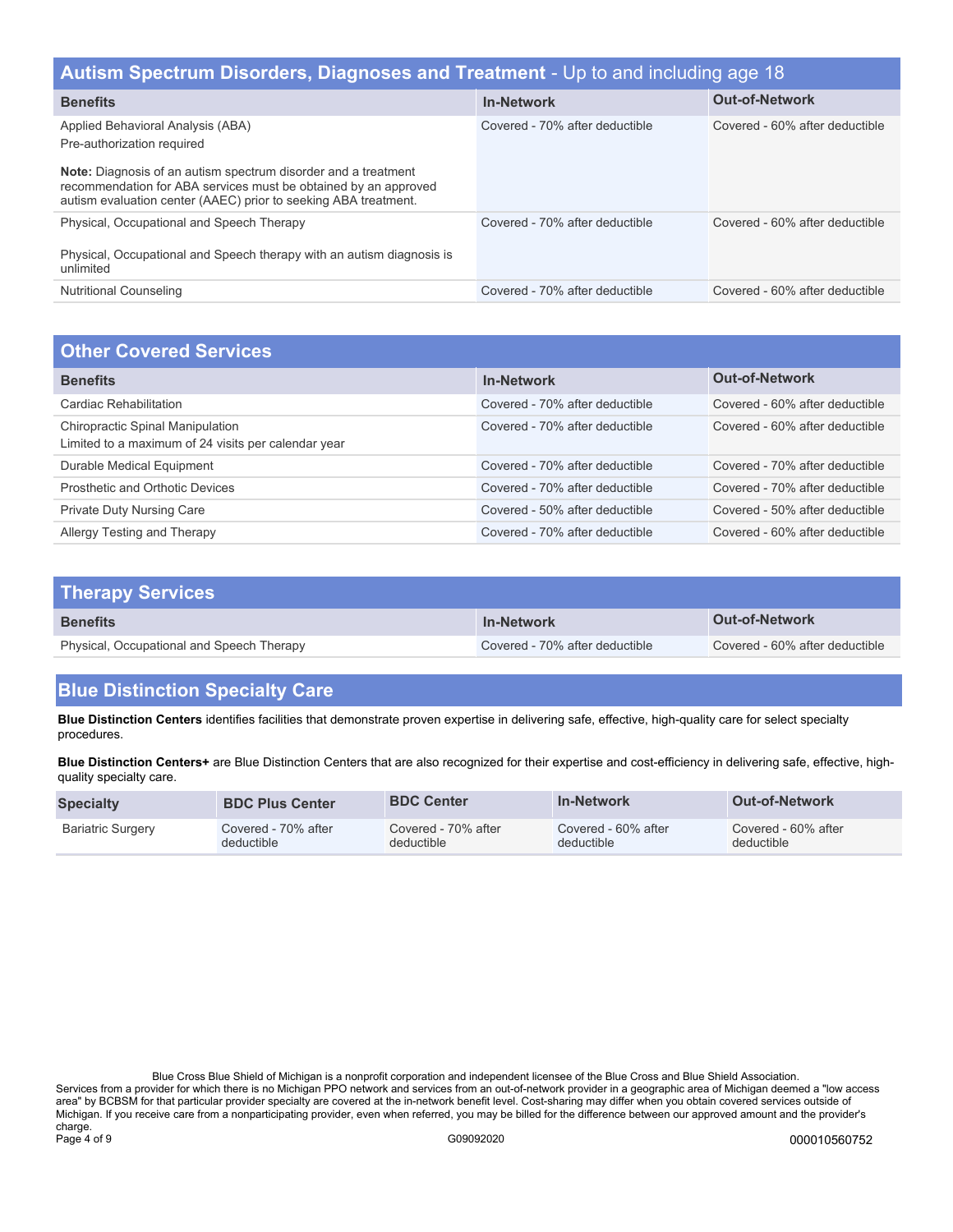## Autism Spectrum Disorders, Diagnoses and Treatment - Up to and including age 18

| Benefits | In-Network | Out-of-Network |
|---|---|---|
| Applied Behavioral Analysis (ABA)<br>Pre-authorization required<br><br>**Note:** Diagnosis of an autism spectrum disorder and a treatment recommendation for ABA services must be obtained by an approved autism evaluation center (AAEC) prior to seeking ABA treatment. | Covered - 70% after deductible | Covered - 60% after deductible |
| Physical, Occupational and Speech Therapy<br><br>Physical, Occupational and Speech therapy with an autism diagnosis is unlimited | Covered - 70% after deductible | Covered - 60% after deductible |
| Nutritional Counseling | Covered - 70% after deductible | Covered - 60% after deductible |

## Other Covered Services

| Benefits | In-Network | Out-of-Network |
|---|---|---|
| Cardiac Rehabilitation | Covered - 70% after deductible | Covered - 60% after deductible |
| Chiropractic Spinal Manipulation<br>Limited to a maximum of 24 visits per calendar year | Covered - 70% after deductible | Covered - 60% after deductible |
| Durable Medical Equipment | Covered - 70% after deductible | Covered - 70% after deductible |
| Prosthetic and Orthotic Devices | Covered - 70% after deductible | Covered - 70% after deductible |
| Private Duty Nursing Care | Covered - 50% after deductible | Covered - 50% after deductible |
| Allergy Testing and Therapy | Covered - 70% after deductible | Covered - 60% after deductible |

## Therapy Services

| Benefits | In-Network | Out-of-Network |
|---|---|---|
| Physical, Occupational and Speech Therapy | Covered - 70% after deductible | Covered - 60% after deductible |

## Blue Distinction Specialty Care

**Blue Distinction Centers** identifies facilities that demonstrate proven expertise in delivering safe, effective, high-quality care for select specialty procedures.

**Blue Distinction Centers+** are Blue Distinction Centers that are also recognized for their expertise and cost-efficiency in delivering safe, effective, high-quality specialty care.

| Specialty | BDC Plus Center | BDC Center | In-Network | Out-of-Network |
|---|---|---|---|---|
| Bariatric Surgery | Covered - 70% after deductible | Covered - 70% after deductible | Covered - 60% after deductible | Covered - 60% after deductible |

Blue Cross Blue Shield of Michigan is a nonprofit corporation and independent licensee of the Blue Cross and Blue Shield Association.
Services from a provider for which there is no Michigan PPO network and services from an out-of-network provider in a geographic area of Michigan deemed a "low access area" by BCBSM for that particular provider specialty are covered at the in-network benefit level. Cost-sharing may differ when you obtain covered services outside of Michigan. If you receive care from a nonparticipating provider, even when referred, you may be billed for the difference between our approved amount and the provider's charge.

G09092020

000010560752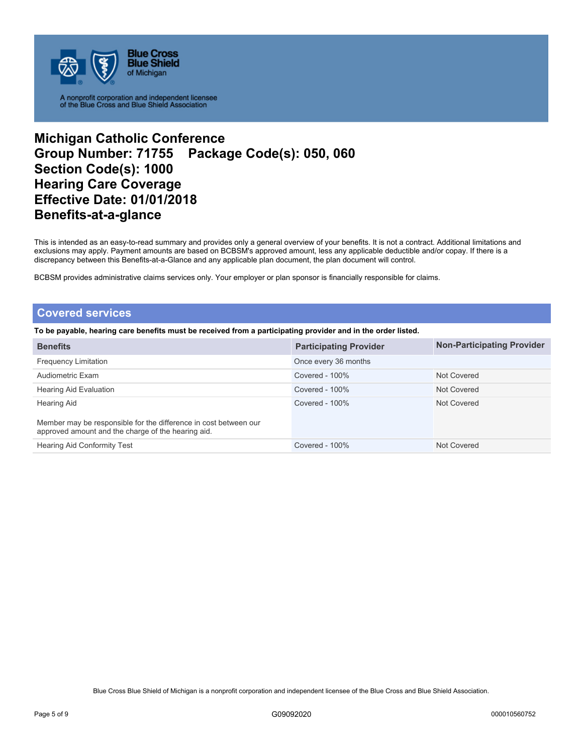Blue Cross Blue Shield of Michigan

A nonprofit corporation and independent licensee of the Blue Cross and Blue Shield Association

# Michigan Catholic Conference
# Group Number: 71755 Package Code(s): 050, 060
# Section Code(s): 1000
# Hearing Care Coverage
# Effective Date: 01/01/2018
# Benefits-at-a-glance

This is intended as an easy-to-read summary and provides only a general overview of your benefits. It is not a contract. Additional limitations and exclusions may apply. Payment amounts are based on BCBSM's approved amount, less any applicable deductible and/or copay. If there is a discrepancy between this Benefits-at-a-Glance and any applicable plan document, the plan document will control.

BCBSM provides administrative claims services only. Your employer or plan sponsor is financially responsible for claims.

## Covered services

**To be payable, hearing care benefits must be received from a participating provider and in the order listed.**

| Benefits | Participating Provider | Non-Participating Provider |
| --- | --- | --- |
| Frequency Limitation | Once every 36 months | |
| Audiometric Exam | Covered - 100% | Not Covered |
| Hearing Aid Evaluation | Covered - 100% | Not Covered |
| Hearing Aid<br><br>Member may be responsible for the difference in cost between our approved amount and the charge of the hearing aid. | Covered - 100% | Not Covered |
| Hearing Aid Conformity Test | Covered - 100% | Not Covered |

Blue Cross Blue Shield of Michigan is a nonprofit corporation and independent licensee of the Blue Cross and Blue Shield Association.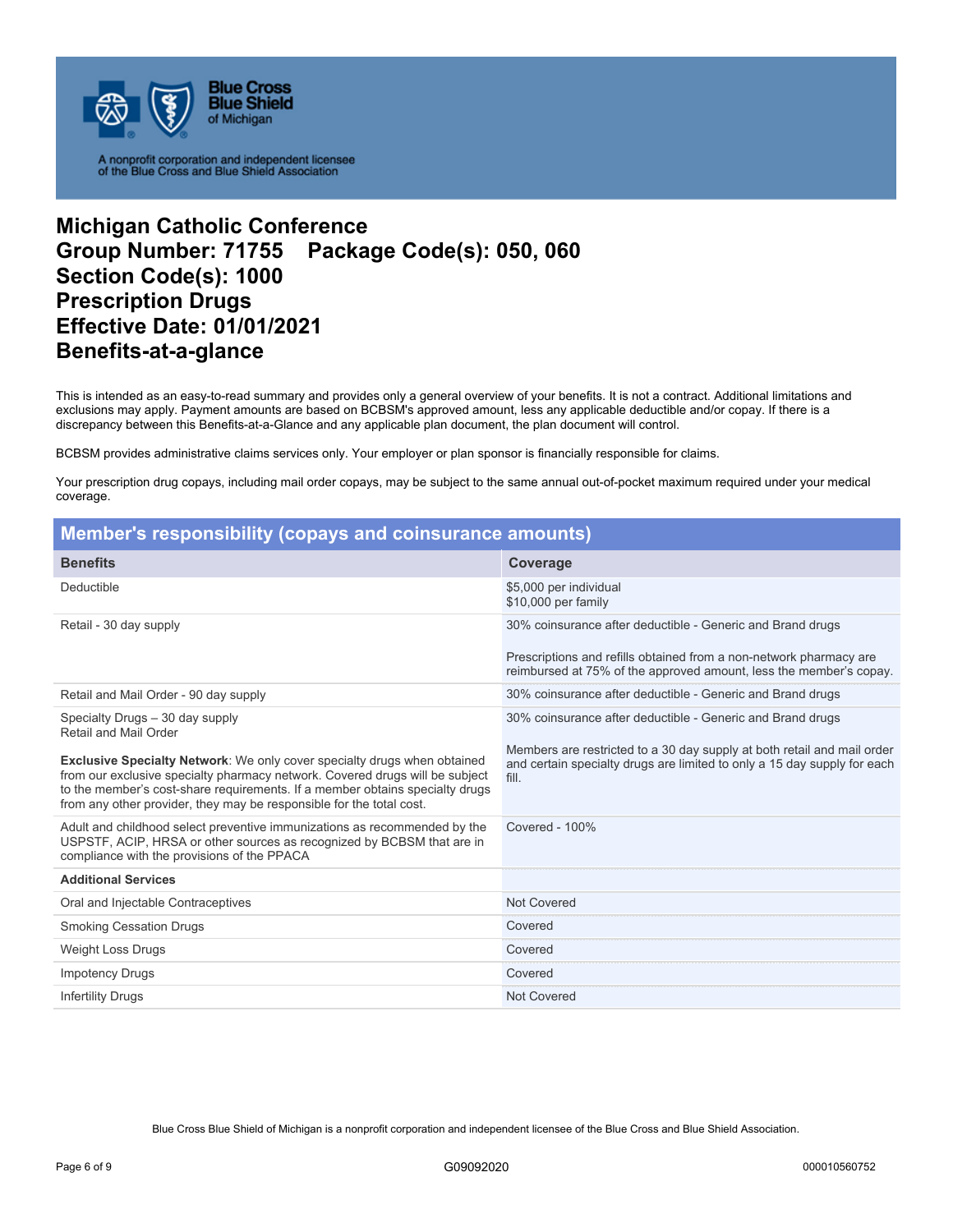# Michigan Catholic Conference
# Group Number: 71755 Package Code(s): 050, 060
# Section Code(s): 1000
# Prescription Drugs
# Effective Date: 01/01/2021
# Benefits-at-a-glance

This is intended as an easy-to-read summary and provides only a general overview of your benefits. It is not a contract. Additional limitations and exclusions may apply. Payment amounts are based on BCBSM's approved amount, less any applicable deductible and/or copay. If there is a discrepancy between this Benefits-at-a-Glance and any applicable plan document, the plan document will control.

BCBSM provides administrative claims services only. Your employer or plan sponsor is financially responsible for claims.

Your prescription drug copays, including mail order copays, may be subject to the same annual out-of-pocket maximum required under your medical coverage.

## Member's responsibility (copays and coinsurance amounts)

| Benefits | Coverage |
|---|---|
| Deductible | $5,000 per individual<br>$10,000 per family |
| Retail - 30 day supply | 30% coinsurance after deductible - Generic and Brand drugs<br><br>Prescriptions and refills obtained from a non-network pharmacy are reimbursed at 75% of the approved amount, less the member's copay. |
| Retail and Mail Order - 90 day supply | 30% coinsurance after deductible - Generic and Brand drugs |
| Specialty Drugs – 30 day supply<br>Retail and Mail Order<br><br>**Exclusive Specialty Network**: We only cover specialty drugs when obtained from our exclusive specialty pharmacy network. Covered drugs will be subject to the member's cost-share requirements. If a member obtains specialty drugs from any other provider, they may be responsible for the total cost. | 30% coinsurance after deductible - Generic and Brand drugs<br><br>Members are restricted to a 30 day supply at both retail and mail order and certain specialty drugs are limited to only a 15 day supply for each fill. |
| Adult and childhood select preventive immunizations as recommended by the USPSTF, ACIP, HRSA or other sources as recognized by BCBSM that are in compliance with the provisions of the PPACA | Covered - 100% |
| **Additional Services** | |
| Oral and Injectable Contraceptives | Not Covered |
| Smoking Cessation Drugs | Covered |
| Weight Loss Drugs | Covered |
| Impotency Drugs | Covered |
| Infertility Drugs | Not Covered |

Blue Cross Blue Shield of Michigan is a nonprofit corporation and independent licensee of the Blue Cross and Blue Shield Association.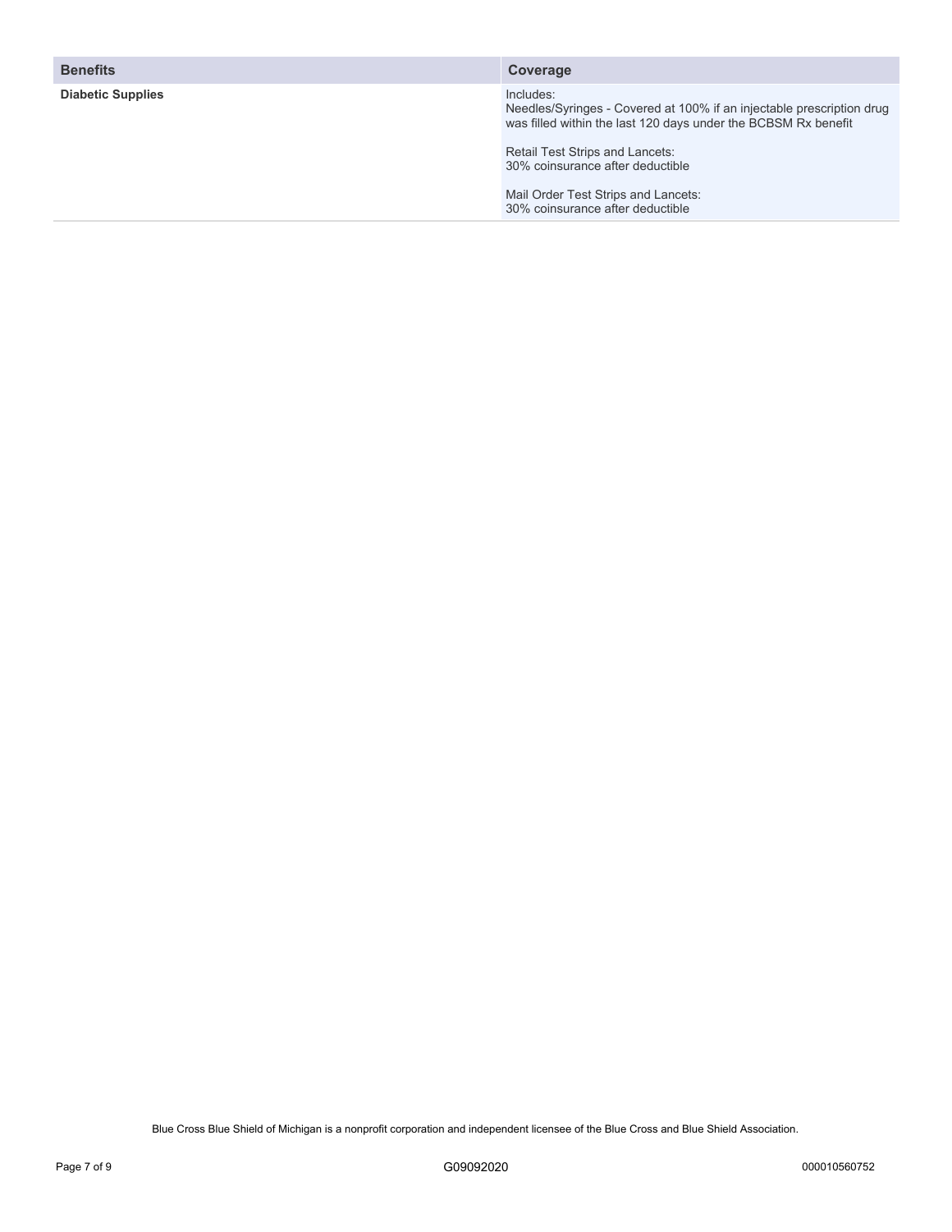| Benefits | Coverage |
| --- | --- |
| **Diabetic Supplies** | Includes:<br>Needles/Syringes - Covered at 100% if an injectable prescription drug was filled within the last 120 days under the BCBSM Rx benefit<br><br>Retail Test Strips and Lancets:<br>30% coinsurance after deductible<br><br>Mail Order Test Strips and Lancets:<br>30% coinsurance after deductible |

Blue Cross Blue Shield of Michigan is a nonprofit corporation and independent licensee of the Blue Cross and Blue Shield Association.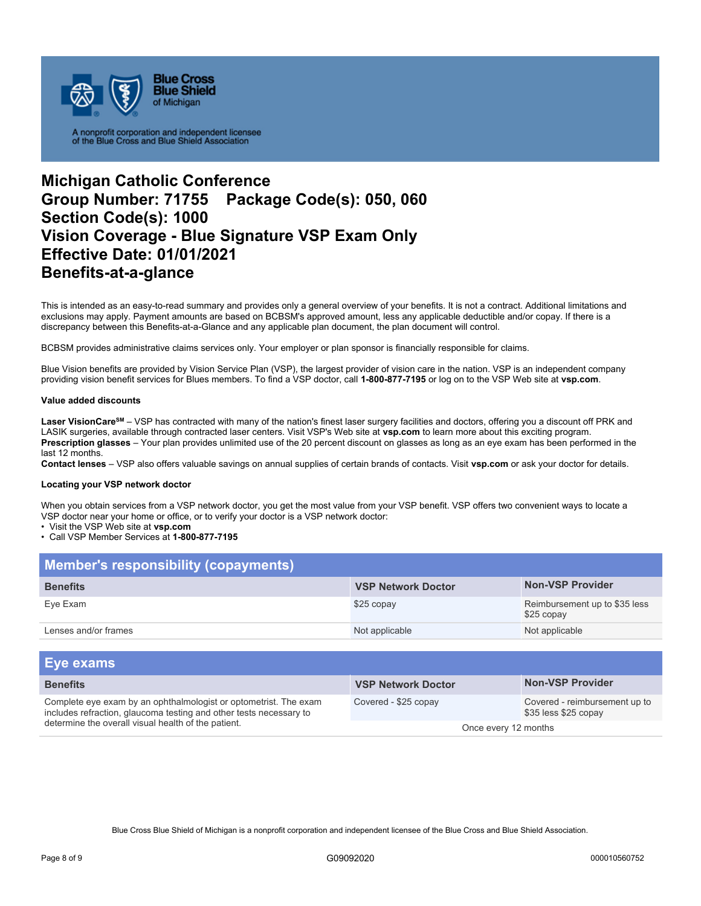Blue Cross Blue Shield of Michigan

A nonprofit corporation and independent licensee of the Blue Cross and Blue Shield Association

# Michigan Catholic Conference
# Group Number: 71755 Package Code(s): 050, 060
# Section Code(s): 1000
# Vision Coverage - Blue Signature VSP Exam Only
# Effective Date: 01/01/2021
# Benefits-at-a-glance

This is intended as an easy-to-read summary and provides only a general overview of your benefits. It is not a contract. Additional limitations and exclusions may apply. Payment amounts are based on BCBSM's approved amount, less any applicable deductible and/or copay. If there is a discrepancy between this Benefits-at-a-Glance and any applicable plan document, the plan document will control.

BCBSM provides administrative claims services only. Your employer or plan sponsor is financially responsible for claims.

Blue Vision benefits are provided by Vision Service Plan (VSP), the largest provider of vision care in the nation. VSP is an independent company providing vision benefit services for Blues members. To find a VSP doctor, call **1-800-877-7195** or log on to the VSP Web site at **vsp.com**.

#### Value added discounts

**Laser VisionCare℠** – VSP has contracted with many of the nation's finest laser surgery facilities and doctors, offering you a discount off PRK and LASIK surgeries, available through contracted laser centers. Visit VSP's Web site at **vsp.com** to learn more about this exciting program.
**Prescription glasses** – Your plan provides unlimited use of the 20 percent discount on glasses as long as an eye exam has been performed in the last 12 months.
**Contact lenses** – VSP also offers valuable savings on annual supplies of certain brands of contacts. Visit **vsp.com** or ask your doctor for details.

#### Locating your VSP network doctor

When you obtain services from a VSP network doctor, you get the most value from your VSP benefit. VSP offers two convenient ways to locate a VSP doctor near your home or office, or to verify your doctor is a VSP network doctor:
- Visit the VSP Web site at **vsp.com**
- Call VSP Member Services at **1-800-877-7195**

## Member's responsibility (copayments)

| Benefits | VSP Network Doctor | Non-VSP Provider |
|---|---|---|
| Eye Exam | $25 copay | Reimbursement up to $35 less $25 copay |
| Lenses and/or frames | Not applicable | Not applicable |

## Eye exams

| Benefits | VSP Network Doctor | Non-VSP Provider |
|---|---|---|
| Complete eye exam by an ophthalmologist or optometrist. The exam includes refraction, glaucoma testing and other tests necessary to determine the overall visual health of the patient. | Covered - $25 copay | Covered - reimbursement up to $35 less $25 copay |
| | Once every 12 months | |

Blue Cross Blue Shield of Michigan is a nonprofit corporation and independent licensee of the Blue Cross and Blue Shield Association.

G09092020 000010560752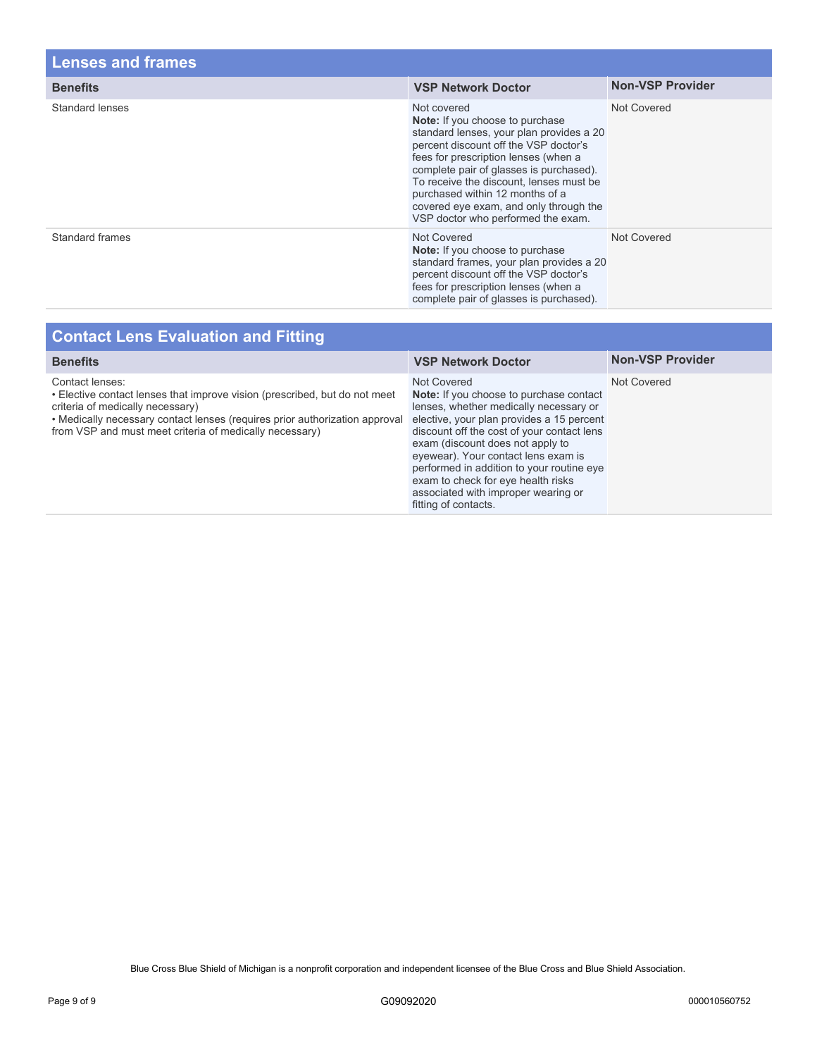## Lenses and frames

| Benefits | VSP Network Doctor | Non-VSP Provider |
|---|---|---|
| Standard lenses | Not covered **Note:** If you choose to purchase standard lenses, your plan provides a 20 percent discount off the VSP doctor's fees for prescription lenses (when a complete pair of glasses is purchased). To receive the discount, lenses must be purchased within 12 months of a covered eye exam, and only through the VSP doctor who performed the exam. | Not Covered |
| Standard frames | Not Covered **Note:** If you choose to purchase standard frames, your plan provides a 20 percent discount off the VSP doctor's fees for prescription lenses (when a complete pair of glasses is purchased). | Not Covered |

## Contact Lens Evaluation and Fitting

| Benefits | VSP Network Doctor | Non-VSP Provider |
|---|---|---|
| Contact lenses: • Elective contact lenses that improve vision (prescribed, but do not meet criteria of medically necessary) • Medically necessary contact lenses (requires prior authorization approval from VSP and must meet criteria of medically necessary) | Not Covered **Note:** If you choose to purchase contact lenses, whether medically necessary or elective, your plan provides a 15 percent discount off the cost of your contact lens exam (discount does not apply to eyewear). Your contact lens exam is performed in addition to your routine eye exam to check for eye health risks associated with improper wearing or fitting of contacts. | Not Covered |

Blue Cross Blue Shield of Michigan is a nonprofit corporation and independent licensee of the Blue Cross and Blue Shield Association.

G09092020

000010560752